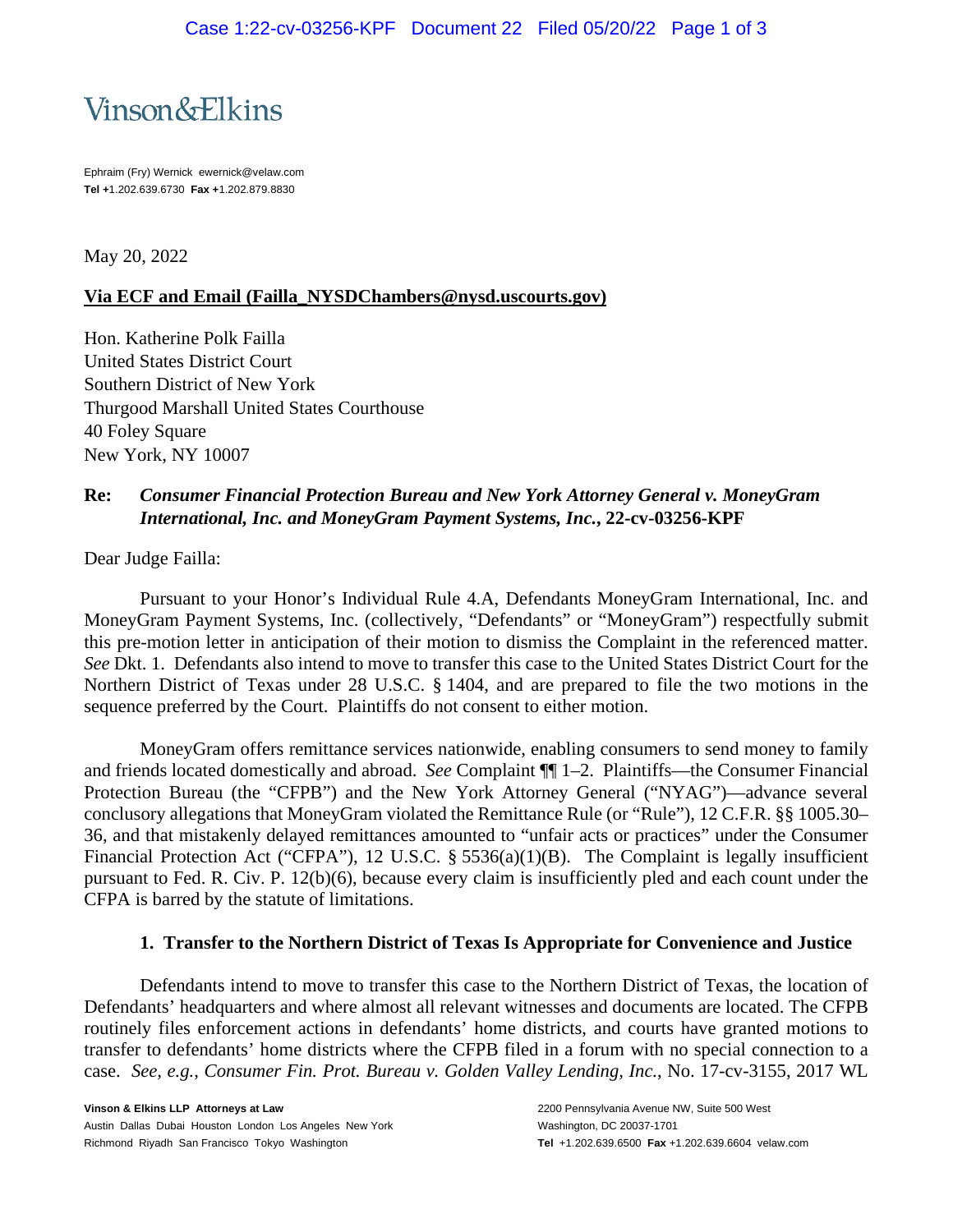Vinson&Elkins

Ephraim (Fry) Wernick ewernick@velaw.com
**Tel** +1.202.639.6730 **Fax** +1.202.879.8830

May 20, 2022

**Via ECF and Email (Failla_NYSDChambers@nysd.uscourts.gov)**

Hon. Katherine Polk Failla
United States District Court
Southern District of New York
Thurgood Marshall United States Courthouse
40 Foley Square
New York, NY 10007

**Re: *Consumer Financial Protection Bureau and New York Attorney General v. MoneyGram International, Inc. and MoneyGram Payment Systems, Inc.*, 22-cv-03256-KPF**

Dear Judge Failla:

Pursuant to your Honor's Individual Rule 4.A, Defendants MoneyGram International, Inc. and MoneyGram Payment Systems, Inc. (collectively, "Defendants" or "MoneyGram") respectfully submit this pre-motion letter in anticipation of their motion to dismiss the Complaint in the referenced matter. *See* Dkt. 1. Defendants also intend to move to transfer this case to the United States District Court for the Northern District of Texas under 28 U.S.C. § 1404, and are prepared to file the two motions in the sequence preferred by the Court. Plaintiffs do not consent to either motion.

MoneyGram offers remittance services nationwide, enabling consumers to send money to family and friends located domestically and abroad. *See* Complaint ¶¶ 1–2. Plaintiffs—the Consumer Financial Protection Bureau (the "CFPB") and the New York Attorney General ("NYAG")—advance several conclusory allegations that MoneyGram violated the Remittance Rule (or "Rule"), 12 C.F.R. §§ 1005.30–36, and that mistakenly delayed remittances amounted to "unfair acts or practices" under the Consumer Financial Protection Act ("CFPA"), 12 U.S.C. § 5536(a)(1)(B). The Complaint is legally insufficient pursuant to Fed. R. Civ. P. 12(b)(6), because every claim is insufficiently pled and each count under the CFPA is barred by the statute of limitations.

### 1. Transfer to the Northern District of Texas Is Appropriate for Convenience and Justice

Defendants intend to move to transfer this case to the Northern District of Texas, the location of Defendants' headquarters and where almost all relevant witnesses and documents are located. The CFPB routinely files enforcement actions in defendants' home districts, and courts have granted motions to transfer to defendants' home districts where the CFPB filed in a forum with no special connection to a case. *See, e.g.*, *Consumer Fin. Prot. Bureau v. Golden Valley Lending, Inc.*, No. 17-cv-3155, 2017 WL

**Vinson & Elkins LLP Attorneys at Law**
Austin Dallas Dubai Houston London Los Angeles New York
Richmond Riyadh San Francisco Tokyo Washington

2200 Pennsylvania Avenue NW, Suite 500 West
Washington, DC 20037-1701
**Tel** +1.202.639.6500 **Fax** +1.202.639.6604 velaw.com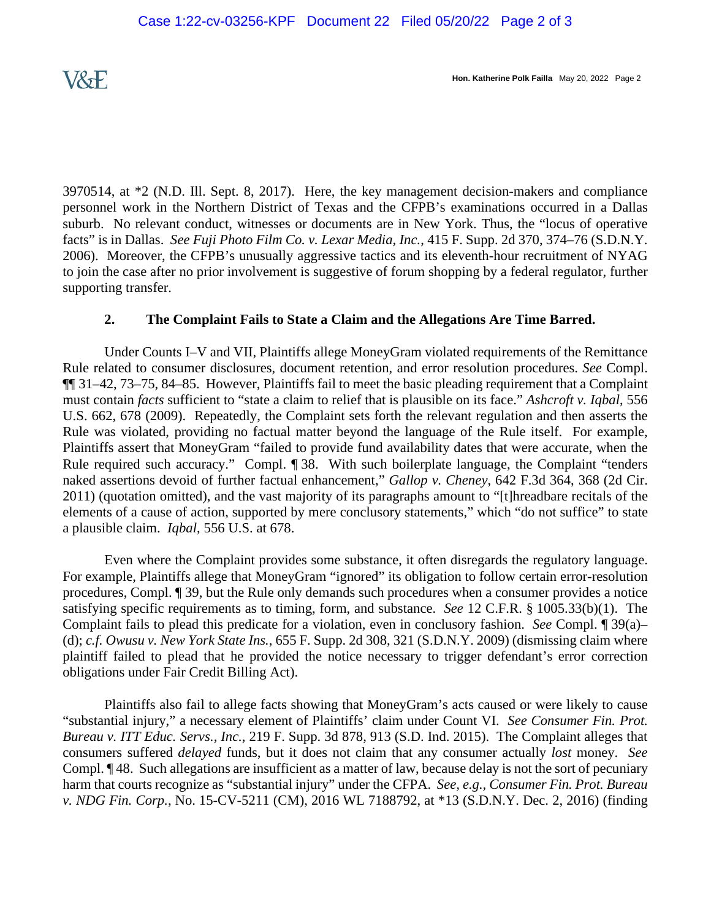3970514, at *2 (N.D. Ill. Sept. 8, 2017). Here, the key management decision-makers and compliance personnel work in the Northern District of Texas and the CFPB's examinations occurred in a Dallas suburb. No relevant conduct, witnesses or documents are in New York. Thus, the "locus of operative facts" is in Dallas. *See Fuji Photo Film Co. v. Lexar Media, Inc.*, 415 F. Supp. 2d 370, 374–76 (S.D.N.Y. 2006). Moreover, the CFPB's unusually aggressive tactics and its eleventh-hour recruitment of NYAG to join the case after no prior involvement is suggestive of forum shopping by a federal regulator, further supporting transfer.

### 2. The Complaint Fails to State a Claim and the Allegations Are Time Barred.

Under Counts I–V and VII, Plaintiffs allege MoneyGram violated requirements of the Remittance Rule related to consumer disclosures, document retention, and error resolution procedures. *See* Compl. ¶¶ 31–42, 73–75, 84–85. However, Plaintiffs fail to meet the basic pleading requirement that a Complaint must contain *facts* sufficient to "state a claim to relief that is plausible on its face." *Ashcroft v. Iqbal*, 556 U.S. 662, 678 (2009). Repeatedly, the Complaint sets forth the relevant regulation and then asserts the Rule was violated, providing no factual matter beyond the language of the Rule itself. For example, Plaintiffs assert that MoneyGram "failed to provide fund availability dates that were accurate, when the Rule required such accuracy." Compl. ¶ 38. With such boilerplate language, the Complaint "tenders naked assertions devoid of further factual enhancement," *Gallop v. Cheney*, 642 F.3d 364, 368 (2d Cir. 2011) (quotation omitted), and the vast majority of its paragraphs amount to "[t]hreadbare recitals of the elements of a cause of action, supported by mere conclusory statements," which "do not suffice" to state a plausible claim. *Iqbal*, 556 U.S. at 678.

Even where the Complaint provides some substance, it often disregards the regulatory language. For example, Plaintiffs allege that MoneyGram "ignored" its obligation to follow certain error-resolution procedures, Compl. ¶ 39, but the Rule only demands such procedures when a consumer provides a notice satisfying specific requirements as to timing, form, and substance. *See* 12 C.F.R. § 1005.33(b)(1). The Complaint fails to plead this predicate for a violation, even in conclusory fashion. *See* Compl. ¶ 39(a)–(d); *c.f. Owusu v. New York State Ins.*, 655 F. Supp. 2d 308, 321 (S.D.N.Y. 2009) (dismissing claim where plaintiff failed to plead that he provided the notice necessary to trigger defendant's error correction obligations under Fair Credit Billing Act).

Plaintiffs also fail to allege facts showing that MoneyGram's acts caused or were likely to cause "substantial injury," a necessary element of Plaintiffs' claim under Count VI. *See Consumer Fin. Prot. Bureau v. ITT Educ. Servs., Inc.*, 219 F. Supp. 3d 878, 913 (S.D. Ind. 2015). The Complaint alleges that consumers suffered *delayed* funds, but it does not claim that any consumer actually *lost* money. *See* Compl. ¶ 48. Such allegations are insufficient as a matter of law, because delay is not the sort of pecuniary harm that courts recognize as "substantial injury" under the CFPA. *See, e.g., Consumer Fin. Prot. Bureau v. NDG Fin. Corp.*, No. 15-CV-5211 (CM), 2016 WL 7188792, at *13 (S.D.N.Y. Dec. 2, 2016) (finding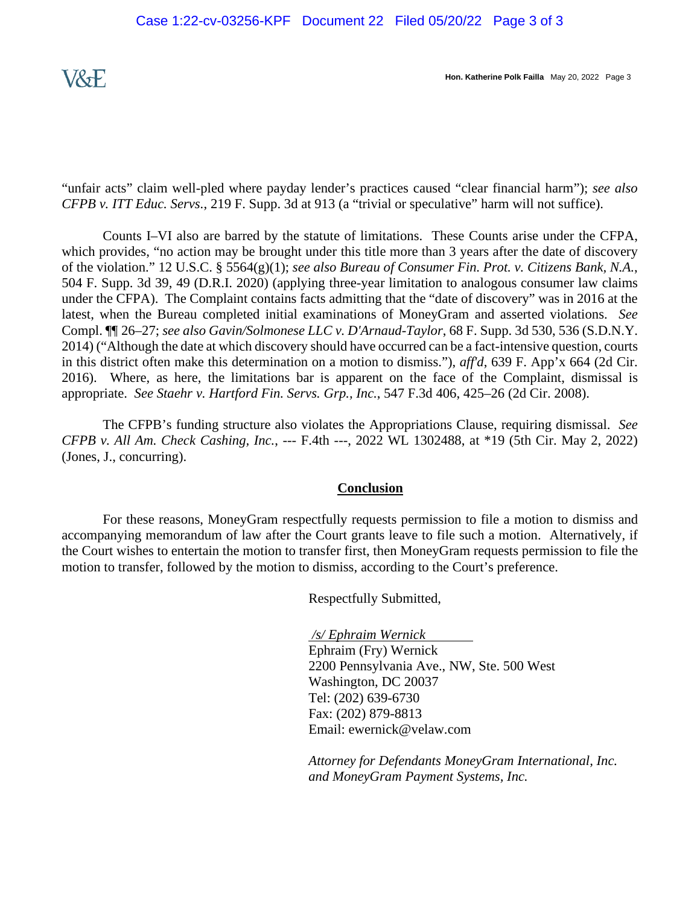"unfair acts" claim well-pled where payday lender's practices caused "clear financial harm"); *see also CFPB v. ITT Educ. Servs.*, 219 F. Supp. 3d at 913 (a "trivial or speculative" harm will not suffice).

Counts I–VI also are barred by the statute of limitations. These Counts arise under the CFPA, which provides, "no action may be brought under this title more than 3 years after the date of discovery of the violation." 12 U.S.C. § 5564(g)(1); *see also Bureau of Consumer Fin. Prot. v. Citizens Bank, N.A.*, 504 F. Supp. 3d 39, 49 (D.R.I. 2020) (applying three-year limitation to analogous consumer law claims under the CFPA). The Complaint contains facts admitting that the "date of discovery" was in 2016 at the latest, when the Bureau completed initial examinations of MoneyGram and asserted violations. *See* Compl. ¶¶ 26–27; *see also Gavin/Solmonese LLC v. D'Arnaud-Taylor*, 68 F. Supp. 3d 530, 536 (S.D.N.Y. 2014) ("Although the date at which discovery should have occurred can be a fact-intensive question, courts in this district often make this determination on a motion to dismiss."), *aff'd*, 639 F. App'x 664 (2d Cir. 2016). Where, as here, the limitations bar is apparent on the face of the Complaint, dismissal is appropriate. *See Staehr v. Hartford Fin. Servs. Grp., Inc.*, 547 F.3d 406, 425–26 (2d Cir. 2008).

The CFPB's funding structure also violates the Appropriations Clause, requiring dismissal. *See CFPB v. All Am. Check Cashing, Inc.*, --- F.4th ---, 2022 WL 1302488, at *19 (5th Cir. May 2, 2022) (Jones, J., concurring).

## Conclusion

For these reasons, MoneyGram respectfully requests permission to file a motion to dismiss and accompanying memorandum of law after the Court grants leave to file such a motion. Alternatively, if the Court wishes to entertain the motion to transfer first, then MoneyGram requests permission to file the motion to transfer, followed by the motion to dismiss, according to the Court's preference.

Respectfully Submitted,

*/s/ Ephraim Wernick*
Ephraim (Fry) Wernick
2200 Pennsylvania Ave., NW, Ste. 500 West
Washington, DC 20037
Tel: (202) 639-6730
Fax: (202) 879-8813
Email: ewernick@velaw.com

*Attorney for Defendants MoneyGram International, Inc. and MoneyGram Payment Systems, Inc.*